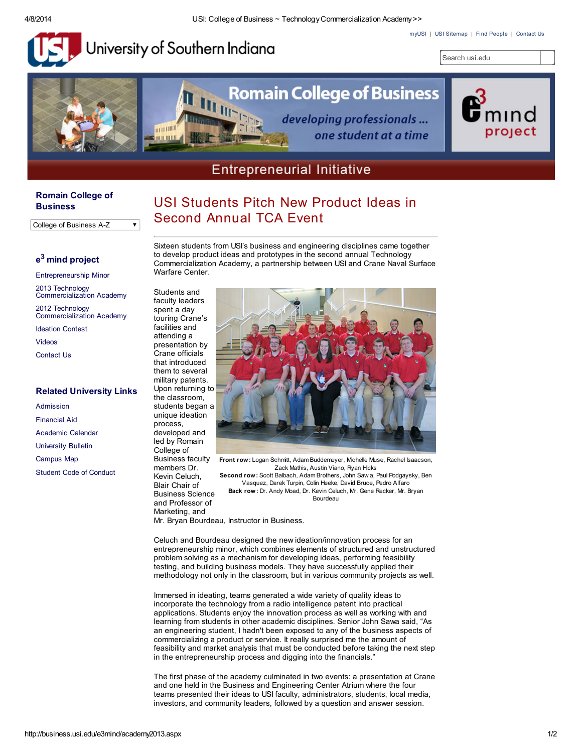University of Southern Indiana

myUSI | USI Sitemap | Find People | Contact Us

Romain College of Business

*developing professionals ... one student at a time*

e3 mind project

Entrepreneurial Initiative

**Romain College of Business**

College of Business A-Z

**e3 mind project**

- Entrepreneurship Minor
- 2013 Technology Commercialization Academy
- 2012 Technology Commercialization Academy
- Ideation Contest
- Videos
- Contact Us

**Related University Links**

- Admission
- Financial Aid
- Academic Calendar
- University Bulletin
- Campus Map
- Student Code of Conduct

# USI Students Pitch New Product Ideas in Second Annual TCA Event

Sixteen students from USI's business and engineering disciplines came together to develop product ideas and prototypes in the second annual Technology Commercialization Academy, a partnership between USI and Crane Naval Surface Warfare Center.

Students and faculty leaders spent a day touring Crane's facilities and attending a presentation by Crane officials that introduced them to several military patents. Upon returning to the classroom, students began a unique ideation process, developed and led by Romain College of Business faculty members Dr. Kevin Celuch, Blair Chair of Business Science and Professor of Marketing, and Mr. Bryan Bourdeau, Instructor in Business.

**Front row:** Logan Schmitt, Adam Buddemeyer, Michelle Muse, Rachel Isaacson, Zack Mathis, Austin Viano, Ryan Hicks
**Second row:** Scott Balbach, Adam Brothers, John Sawa, Paul Podgaysky, Ben Vasquez, Darek Turpin, Colin Heeke, David Bruce, Pedro Alfaro
**Back row:** Dr. Andy Moad, Dr. Kevin Celuch, Mr. Gene Recker, Mr. Bryan Bourdeau

Celuch and Bourdeau designed the new ideation/innovation process for an entrepreneurship minor, which combines elements of structured and unstructured problem solving as a mechanism for developing ideas, performing feasibility testing, and building business models. They have successfully applied their methodology not only in the classroom, but in various community projects as well.

Immersed in ideating, teams generated a wide variety of quality ideas to incorporate the technology from a radio intelligence patent into practical applications. Students enjoy the innovation process as well as working with and learning from students in other academic disciplines. Senior John Sawa said, "As an engineering student, I hadn't been exposed to any of the business aspects of commercializing a product or service. It really surprised me the amount of feasibility and market analysis that must be conducted before taking the next step in the entrepreneurship process and digging into the financials."

The first phase of the academy culminated in two events: a presentation at Crane and one held in the Business and Engineering Center Atrium where the four teams presented their ideas to USI faculty, administrators, students, local media, investors, and community leaders, followed by a question and answer session.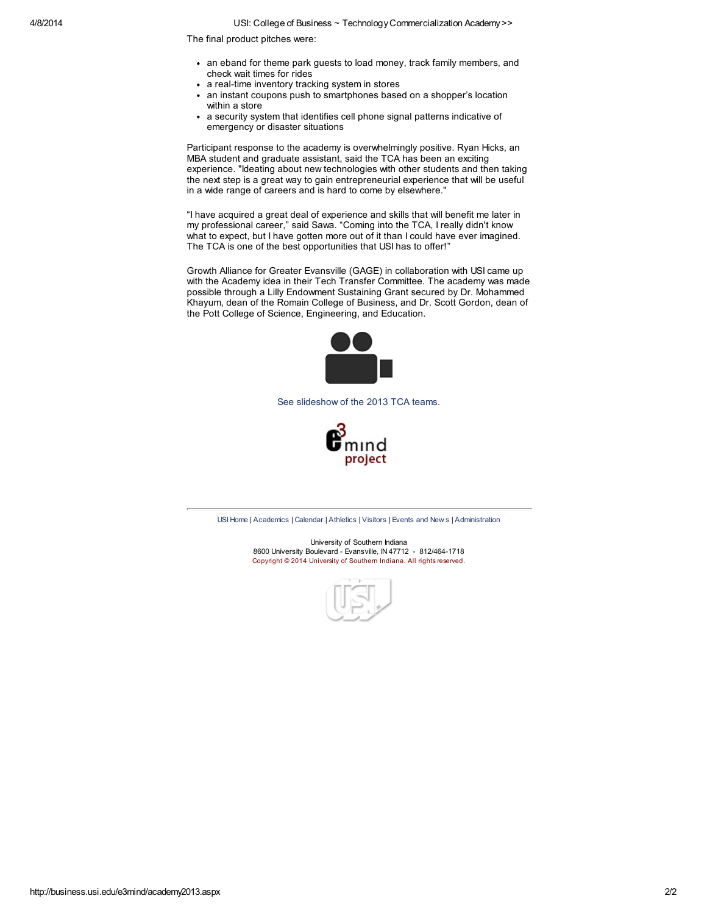The final product pitches were:

- an eband for theme park guests to load money, track family members, and check wait times for rides
- a real-time inventory tracking system in stores
- an instant coupons push to smartphones based on a shopper's location within a store
- a security system that identifies cell phone signal patterns indicative of emergency or disaster situations

Participant response to the academy is overwhelmingly positive. Ryan Hicks, an MBA student and graduate assistant, said the TCA has been an exciting experience. "Ideating about new technologies with other students and then taking the next step is a great way to gain entrepreneurial experience that will be useful in a wide range of careers and is hard to come by elsewhere."

"I have acquired a great deal of experience and skills that will benefit me later in my professional career," said Sawa. "Coming into the TCA, I really didn't know what to expect, but I have gotten more out of it than I could have ever imagined. The TCA is one of the best opportunities that USI has to offer!"

Growth Alliance for Greater Evansville (GAGE) in collaboration with USI came up with the Academy idea in their Tech Transfer Committee. The academy was made possible through a Lilly Endowment Sustaining Grant secured by Dr. Mohammed Khayum, dean of the Romain College of Business, and Dr. Scott Gordon, dean of the Pott College of Science, Engineering, and Education.

See slideshow of the 2013 TCA teams.

USI Home | Academics | Calendar | Athletics | Visitors | Events and News | Administration

University of Southern Indiana
8600 University Boulevard - Evansville, IN 47712 - 812/464-1718
Copyright © 2014 University of Southern Indiana. All rights reserved.